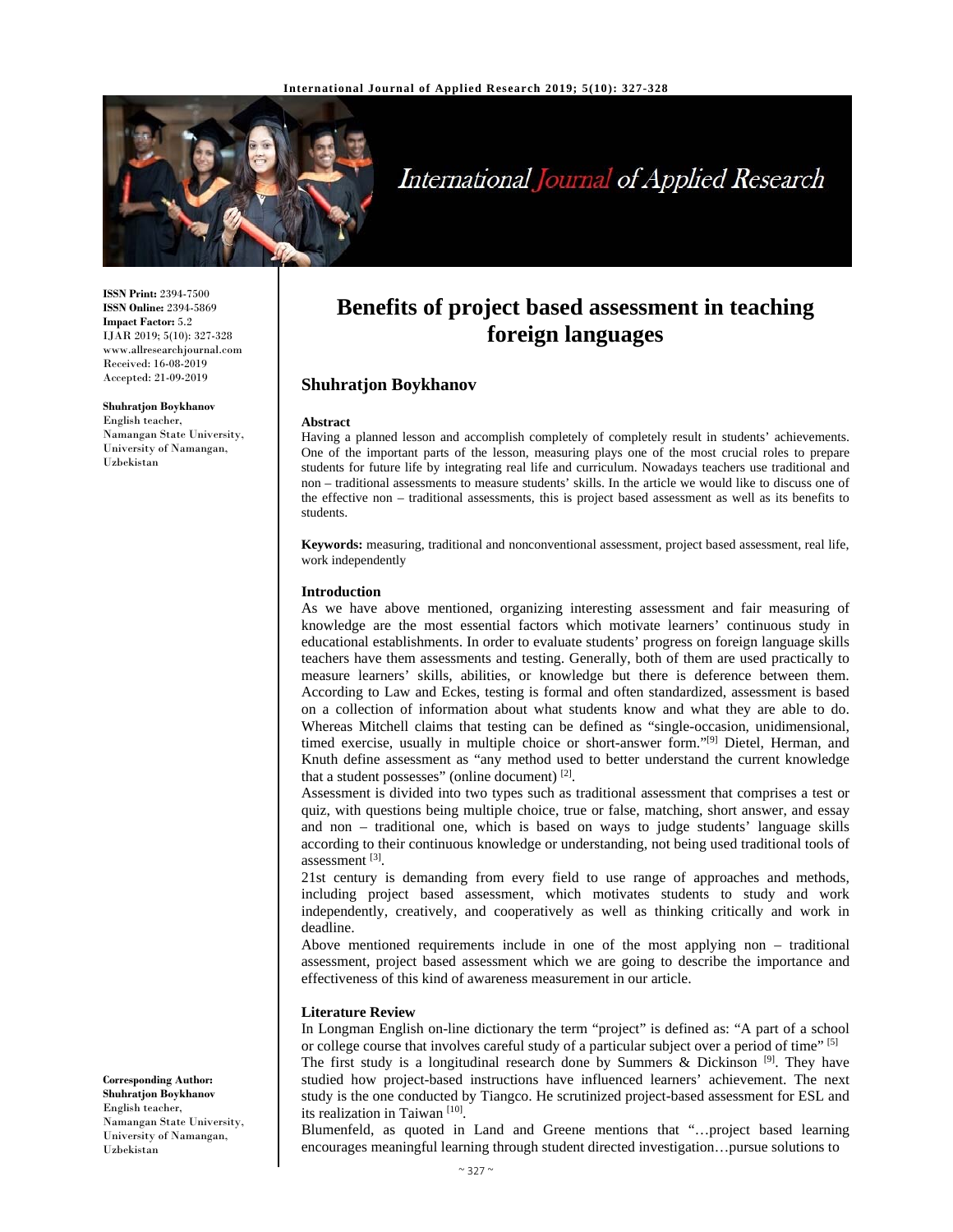ISSN Print: 2394-7500
ISSN Online: 2394-5869
Impact Factor: 5.2
IJAR 2019; 5(10): 327-328
www.allresearchjournal.com
Received: 16-08-2019
Accepted: 21-09-2019

**Shuhratjon Boykhanov**
English teacher,
Namangan State University,
University of Namangan,
Uzbekistan

**Corresponding Author:**
**Shuhratjon Boykhanov**
English teacher,
Namangan State University,
University of Namangan,
Uzbekistan

# Benefits of project based assessment in teaching foreign languages

## Shuhratjon Boykhanov

### Abstract

Having a planned lesson and accomplish completely of completely result in students' achievements. One of the important parts of the lesson, measuring plays one of the most crucial roles to prepare students for future life by integrating real life and curriculum. Nowadays teachers use traditional and non – traditional assessments to measure students' skills. In the article we would like to discuss one of the effective non – traditional assessments, this is project based assessment as well as its benefits to students.

**Keywords:** measuring, traditional and nonconventional assessment, project based assessment, real life, work independently

### Introduction

As we have above mentioned, organizing interesting assessment and fair measuring of knowledge are the most essential factors which motivate learners' continuous study in educational establishments. In order to evaluate students' progress on foreign language skills teachers have them assessments and testing. Generally, both of them are used practically to measure learners' skills, abilities, or knowledge but there is deference between them. According to Law and Eckes, testing is formal and often standardized, assessment is based on a collection of information about what students know and what they are able to do. Whereas Mitchell claims that testing can be defined as "single-occasion, unidimensional, timed exercise, usually in multiple choice or short-answer form."[9] Dietel, Herman, and Knuth define assessment as "any method used to better understand the current knowledge that a student possesses" (online document) [2].

Assessment is divided into two types such as traditional assessment that comprises a test or quiz, with questions being multiple choice, true or false, matching, short answer, and essay and non – traditional one, which is based on ways to judge students' language skills according to their continuous knowledge or understanding, not being used traditional tools of assessment [3].

21st century is demanding from every field to use range of approaches and methods, including project based assessment, which motivates students to study and work independently, creatively, and cooperatively as well as thinking critically and work in deadline.

Above mentioned requirements include in one of the most applying non – traditional assessment, project based assessment which we are going to describe the importance and effectiveness of this kind of awareness measurement in our article.

### Literature Review

In Longman English on-line dictionary the term "project" is defined as: "A part of a school or college course that involves careful study of a particular subject over a period of time" [5]

The first study is a longitudinal research done by Summers & Dickinson [9]. They have studied how project-based instructions have influenced learners' achievement. The next study is the one conducted by Tiangco. He scrutinized project-based assessment for ESL and its realization in Taiwan [10].

Blumenfeld, as quoted in Land and Greene mentions that "…project based learning encourages meaningful learning through student directed investigation…pursue solutions to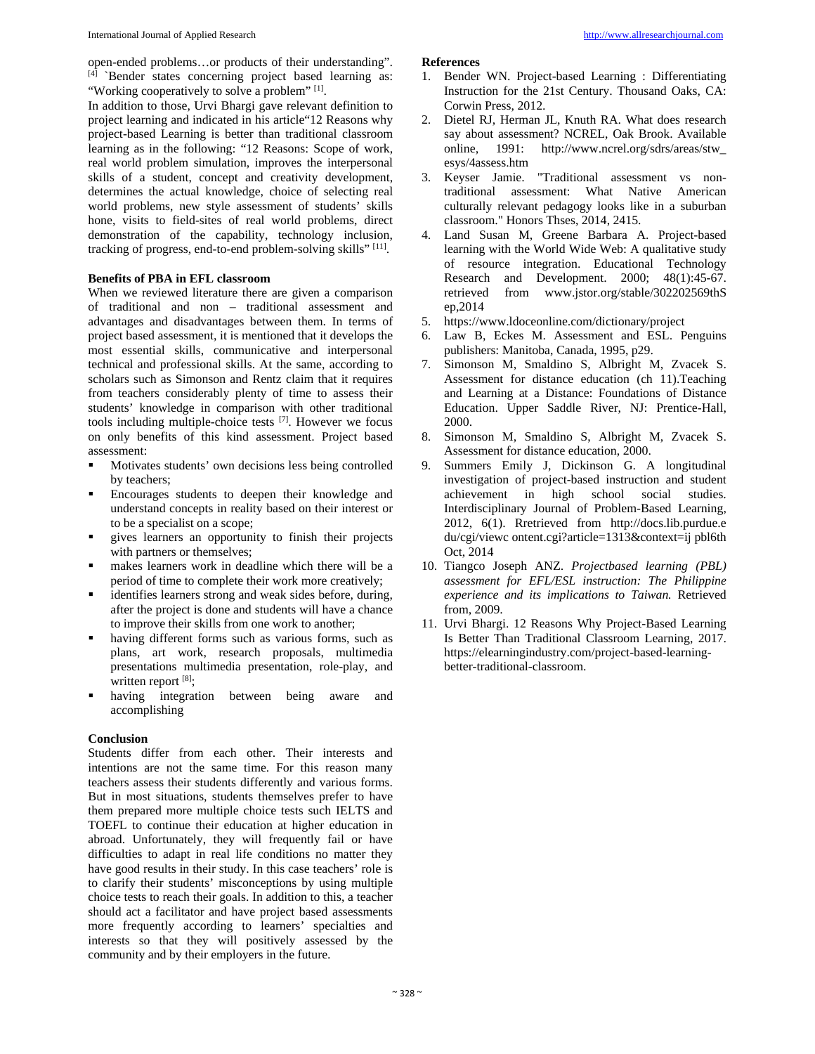open-ended problems…or products of their understanding". [4] `Bender states concerning project based learning as: "Working cooperatively to solve a problem" [1].

In addition to those, Urvi Bhargi gave relevant definition to project learning and indicated in his article"12 Reasons why project-based Learning is better than traditional classroom learning as in the following: "12 Reasons: Scope of work, real world problem simulation, improves the interpersonal skills of a student, concept and creativity development, determines the actual knowledge, choice of selecting real world problems, new style assessment of students' skills hone, visits to field-sites of real world problems, direct demonstration of the capability, technology inclusion, tracking of progress, end-to-end problem-solving skills" [11].

**Benefits of PBA in EFL classroom**

When we reviewed literature there are given a comparison of traditional and non – traditional assessment and advantages and disadvantages between them. In terms of project based assessment, it is mentioned that it develops the most essential skills, communicative and interpersonal technical and professional skills. At the same, according to scholars such as Simonson and Rentz claim that it requires from teachers considerably plenty of time to assess their students' knowledge in comparison with other traditional tools including multiple-choice tests [7]. However we focus on only benefits of this kind assessment. Project based assessment:

- Motivates students' own decisions less being controlled by teachers;
- Encourages students to deepen their knowledge and understand concepts in reality based on their interest or to be a specialist on a scope;
- gives learners an opportunity to finish their projects with partners or themselves;
- makes learners work in deadline which there will be a period of time to complete their work more creatively;
- identifies learners strong and weak sides before, during, after the project is done and students will have a chance to improve their skills from one work to another;
- having different forms such as various forms, such as plans, art work, research proposals, multimedia presentations multimedia presentation, role-play, and written report [8];
- having integration between being aware and accomplishing

**Conclusion**

Students differ from each other. Their interests and intentions are not the same time. For this reason many teachers assess their students differently and various forms. But in most situations, students themselves prefer to have them prepared more multiple choice tests such IELTS and TOEFL to continue their education at higher education in abroad. Unfortunately, they will frequently fail or have difficulties to adapt in real life conditions no matter they have good results in their study. In this case teachers' role is to clarify their students' misconceptions by using multiple choice tests to reach their goals. In addition to this, a teacher should act a facilitator and have project based assessments more frequently according to learners' specialties and interests so that they will positively assessed by the community and by their employers in the future.

**References**

1. Bender WN. Project-based Learning : Differentiating Instruction for the 21st Century. Thousand Oaks, CA: Corwin Press, 2012.
2. Dietel RJ, Herman JL, Knuth RA. What does research say about assessment? NCREL, Oak Brook. Available online, 1991: http://www.ncrel.org/sdrs/areas/stw_esys/4assess.htm
3. Keyser Jamie. "Traditional assessment vs non-traditional assessment: What Native American culturally relevant pedagogy looks like in a suburban classroom." Honors Thses, 2014, 2415.
4. Land Susan M, Greene Barbara A. Project-based learning with the World Wide Web: A qualitative study of resource integration. Educational Technology Research and Development. 2000; 48(1):45-67. retrieved from www.jstor.org/stable/302202569thSep,2014
5. https://www.ldoceonline.com/dictionary/project
6. Law B, Eckes M. Assessment and ESL. Penguins publishers: Manitoba, Canada, 1995, p29.
7. Simonson M, Smaldino S, Albright M, Zvacek S. Assessment for distance education (ch 11).Teaching and Learning at a Distance: Foundations of Distance Education. Upper Saddle River, NJ: Prentice-Hall, 2000.
8. Simonson M, Smaldino S, Albright M, Zvacek S. Assessment for distance education, 2000.
9. Summers Emily J, Dickinson G. A longitudinal investigation of project-based instruction and student achievement in high school social studies. Interdisciplinary Journal of Problem-Based Learning, 2012, 6(1). Rretrieved from http://docs.lib.purdue.edu/cgi/viewc ontent.cgi?article=1313&context=ij pbl6th Oct, 2014
10. Tiangco Joseph ANZ. *Projectbased learning (PBL) assessment for EFL/ESL instruction: The Philippine experience and its implications to Taiwan.* Retrieved from, 2009.
11. Urvi Bhargi. 12 Reasons Why Project-Based Learning Is Better Than Traditional Classroom Learning, 2017. https://elearningindustry.com/project-based-learning-better-traditional-classroom.